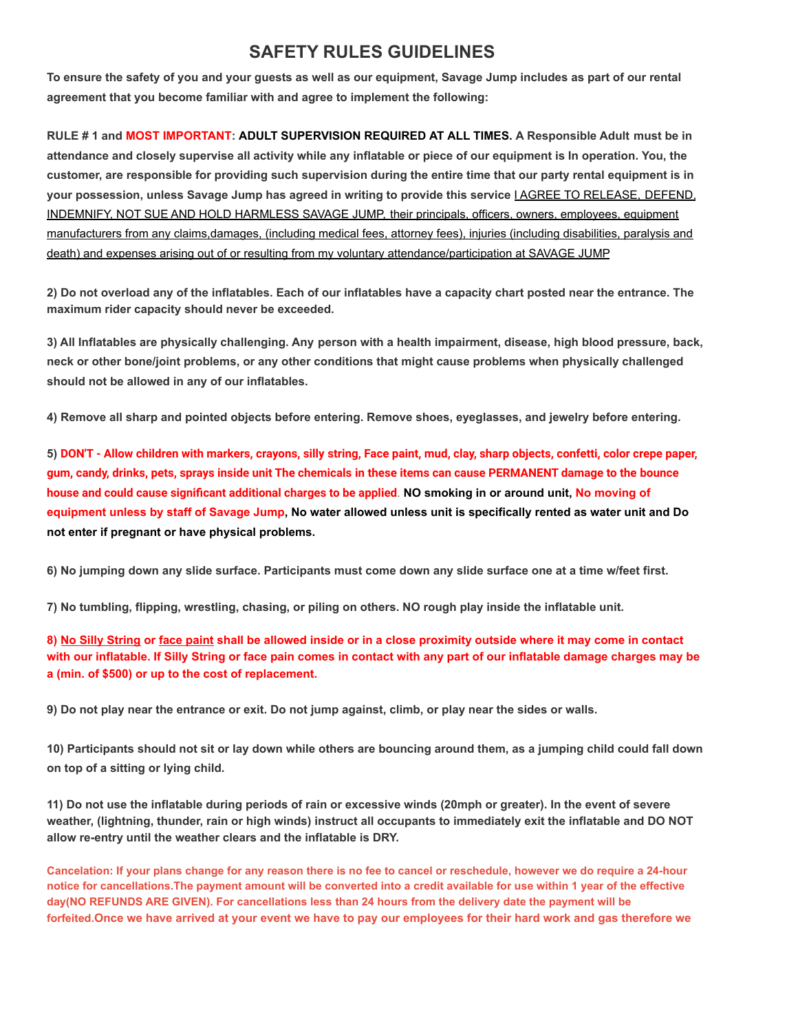# SAFETY RULES GUIDELINES

**To ensure the safety of you and your guests as well as our equipment, Savage Jump includes as part of our rental agreement that you become familiar with and agree to implement the following:**

**RULE # 1 and MOST IMPORTANT: ADULT SUPERVISION REQUIRED AT ALL TIMES. A Responsible Adult must be in attendance and closely supervise all activity while any inflatable or piece of our equipment is In operation. You, the customer, are responsible for providing such supervision during the entire time that our party rental equipment is in your possession, unless Savage Jump has agreed in writing to provide this service** I AGREE TO RELEASE, DEFEND, INDEMNIFY, NOT SUE AND HOLD HARMLESS SAVAGE JUMP, their principals, officers, owners, employees, equipment manufacturers from any claims,damages, (including medical fees, attorney fees), injuries (including disabilities, paralysis and death) and expenses arising out of or resulting from my voluntary attendance/participation at SAVAGE JUMP

**2) Do not overload any of the inflatables. Each of our inflatables have a capacity chart posted near the entrance. The maximum rider capacity should never be exceeded.**

**3) All Inflatables are physically challenging. Any person with a health impairment, disease, high blood pressure, back, neck or other bone/joint problems, or any other conditions that might cause problems when physically challenged should not be allowed in any of our inflatables.**

**4) Remove all sharp and pointed objects before entering. Remove shoes, eyeglasses, and jewelry before entering.**

**5) DON'T - Allow children with markers, crayons, silly string, Face paint, mud, clay, sharp objects, confetti, color crepe paper, gum, candy, drinks, pets, sprays inside unit The chemicals in these items can cause PERMANENT damage to the bounce house and could cause significant additional charges to be applied. NO smoking in or around unit, No moving of equipment unless by staff of Savage Jump, No water allowed unless unit is specifically rented as water unit and Do not enter if pregnant or have physical problems.**

**6) No jumping down any slide surface. Participants must come down any slide surface one at a time w/feet first.**

**7) No tumbling, flipping, wrestling, chasing, or piling on others. NO rough play inside the inflatable unit.**

**8) No Silly String or face paint shall be allowed inside or in a close proximity outside where it may come in contact with our inflatable. If Silly String or face pain comes in contact with any part of our inflatable damage charges may be a (min. of $500) or up to the cost of replacement.**

**9) Do not play near the entrance or exit. Do not jump against, climb, or play near the sides or walls.**

**10) Participants should not sit or lay down while others are bouncing around them, as a jumping child could fall down on top of a sitting or lying child.**

**11) Do not use the inflatable during periods of rain or excessive winds (20mph or greater). In the event of severe weather, (lightning, thunder, rain or high winds) instruct all occupants to immediately exit the inflatable and DO NOT allow re-entry until the weather clears and the inflatable is DRY.**

**Cancelation: If your plans change for any reason there is no fee to cancel or reschedule, however we do require a 24-hour notice for cancellations.The payment amount will be converted into a credit available for use within 1 year of the effective day(NO REFUNDS ARE GIVEN). For cancellations less than 24 hours from the delivery date the payment will be forfeited.Once we have arrived at your event we have to pay our employees for their hard work and gas therefore we**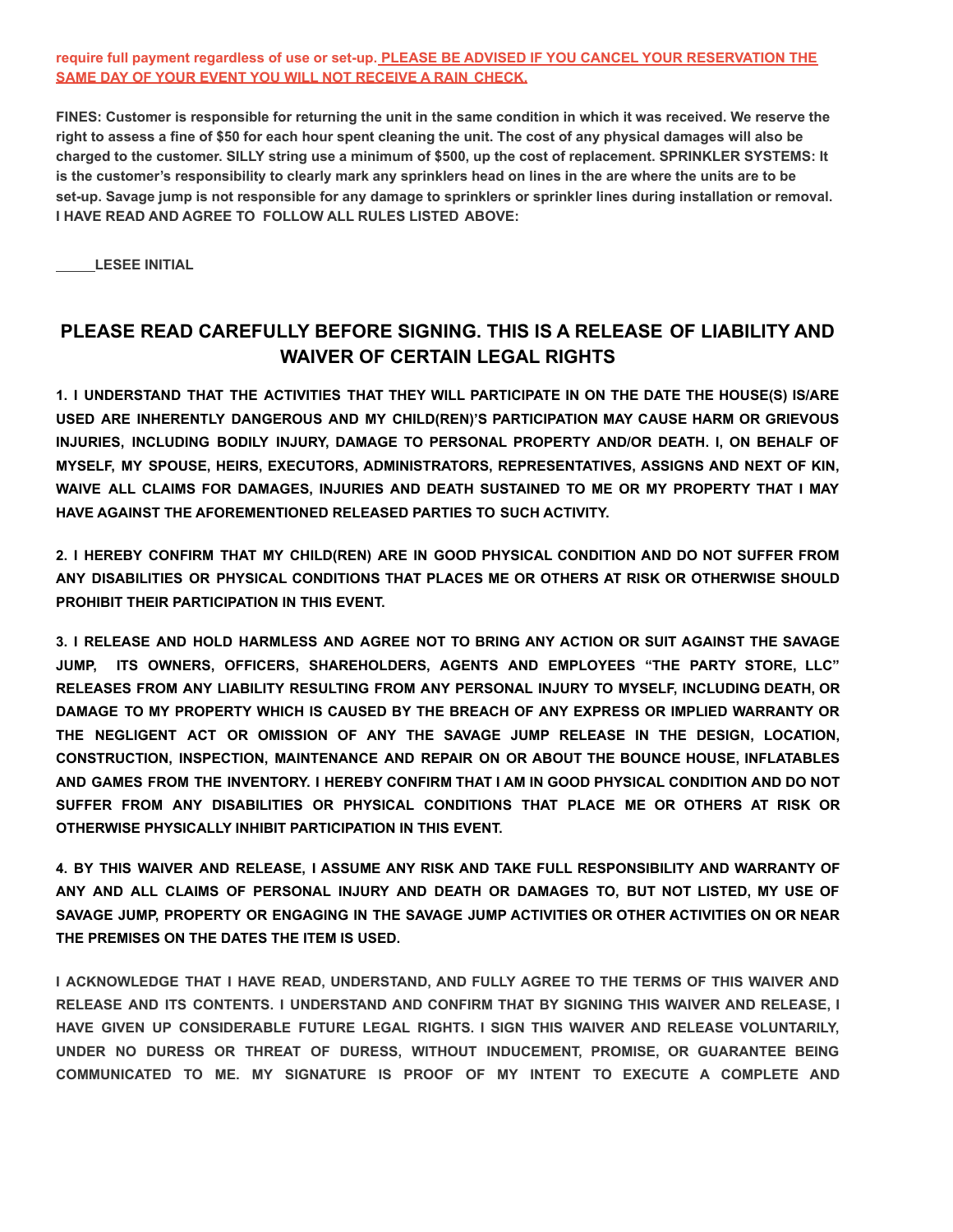**require full payment regardless of use or set-up. <u>PLEASE BE ADVISED IF YOU CANCEL YOUR RESERVATION THE SAME DAY OF YOUR EVENT YOU WILL NOT RECEIVE A RAIN CHECK.</u>**

**FINES: Customer is responsible for returning the unit in the same condition in which it was received. We reserve the right to assess a fine of $50 for each hour spent cleaning the unit. The cost of any physical damages will also be charged to the customer. SILLY string use a minimum of $500, up the cost of replacement. SPRINKLER SYSTEMS: It is the customer's responsibility to clearly mark any sprinklers head on lines in the are where the units are to be set-up. Savage jump is not responsible for any damage to sprinklers or sprinkler lines during installation or removal. I HAVE READ AND AGREE TO FOLLOW ALL RULES LISTED ABOVE:**

**_____LESEE INITIAL**

## PLEASE READ CAREFULLY BEFORE SIGNING. THIS IS A RELEASE OF LIABILITY AND WAIVER OF CERTAIN LEGAL RIGHTS

**1. I UNDERSTAND THAT THE ACTIVITIES THAT THEY WILL PARTICIPATE IN ON THE DATE THE HOUSE(S) IS/ARE USED ARE INHERENTLY DANGEROUS AND MY CHILD(REN)'S PARTICIPATION MAY CAUSE HARM OR GRIEVOUS INJURIES, INCLUDING BODILY INJURY, DAMAGE TO PERSONAL PROPERTY AND/OR DEATH. I, ON BEHALF OF MYSELF, MY SPOUSE, HEIRS, EXECUTORS, ADMINISTRATORS, REPRESENTATIVES, ASSIGNS AND NEXT OF KIN, WAIVE ALL CLAIMS FOR DAMAGES, INJURIES AND DEATH SUSTAINED TO ME OR MY PROPERTY THAT I MAY HAVE AGAINST THE AFOREMENTIONED RELEASED PARTIES TO SUCH ACTIVITY.**

**2. I HEREBY CONFIRM THAT MY CHILD(REN) ARE IN GOOD PHYSICAL CONDITION AND DO NOT SUFFER FROM ANY DISABILITIES OR PHYSICAL CONDITIONS THAT PLACES ME OR OTHERS AT RISK OR OTHERWISE SHOULD PROHIBIT THEIR PARTICIPATION IN THIS EVENT.**

**3. I RELEASE AND HOLD HARMLESS AND AGREE NOT TO BRING ANY ACTION OR SUIT AGAINST THE SAVAGE JUMP, ITS OWNERS, OFFICERS, SHAREHOLDERS, AGENTS AND EMPLOYEES "THE PARTY STORE, LLC" RELEASES FROM ANY LIABILITY RESULTING FROM ANY PERSONAL INJURY TO MYSELF, INCLUDING DEATH, OR DAMAGE TO MY PROPERTY WHICH IS CAUSED BY THE BREACH OF ANY EXPRESS OR IMPLIED WARRANTY OR THE NEGLIGENT ACT OR OMISSION OF ANY THE SAVAGE JUMP RELEASE IN THE DESIGN, LOCATION, CONSTRUCTION, INSPECTION, MAINTENANCE AND REPAIR ON OR ABOUT THE BOUNCE HOUSE, INFLATABLES AND GAMES FROM THE INVENTORY. I HEREBY CONFIRM THAT I AM IN GOOD PHYSICAL CONDITION AND DO NOT SUFFER FROM ANY DISABILITIES OR PHYSICAL CONDITIONS THAT PLACE ME OR OTHERS AT RISK OR OTHERWISE PHYSICALLY INHIBIT PARTICIPATION IN THIS EVENT.**

**4. BY THIS WAIVER AND RELEASE, I ASSUME ANY RISK AND TAKE FULL RESPONSIBILITY AND WARRANTY OF ANY AND ALL CLAIMS OF PERSONAL INJURY AND DEATH OR DAMAGES TO, BUT NOT LISTED, MY USE OF SAVAGE JUMP, PROPERTY OR ENGAGING IN THE SAVAGE JUMP ACTIVITIES OR OTHER ACTIVITIES ON OR NEAR THE PREMISES ON THE DATES THE ITEM IS USED.**

**I ACKNOWLEDGE THAT I HAVE READ, UNDERSTAND, AND FULLY AGREE TO THE TERMS OF THIS WAIVER AND RELEASE AND ITS CONTENTS. I UNDERSTAND AND CONFIRM THAT BY SIGNING THIS WAIVER AND RELEASE, I HAVE GIVEN UP CONSIDERABLE FUTURE LEGAL RIGHTS. I SIGN THIS WAIVER AND RELEASE VOLUNTARILY, UNDER NO DURESS OR THREAT OF DURESS, WITHOUT INDUCEMENT, PROMISE, OR GUARANTEE BEING COMMUNICATED TO ME. MY SIGNATURE IS PROOF OF MY INTENT TO EXECUTE A COMPLETE AND**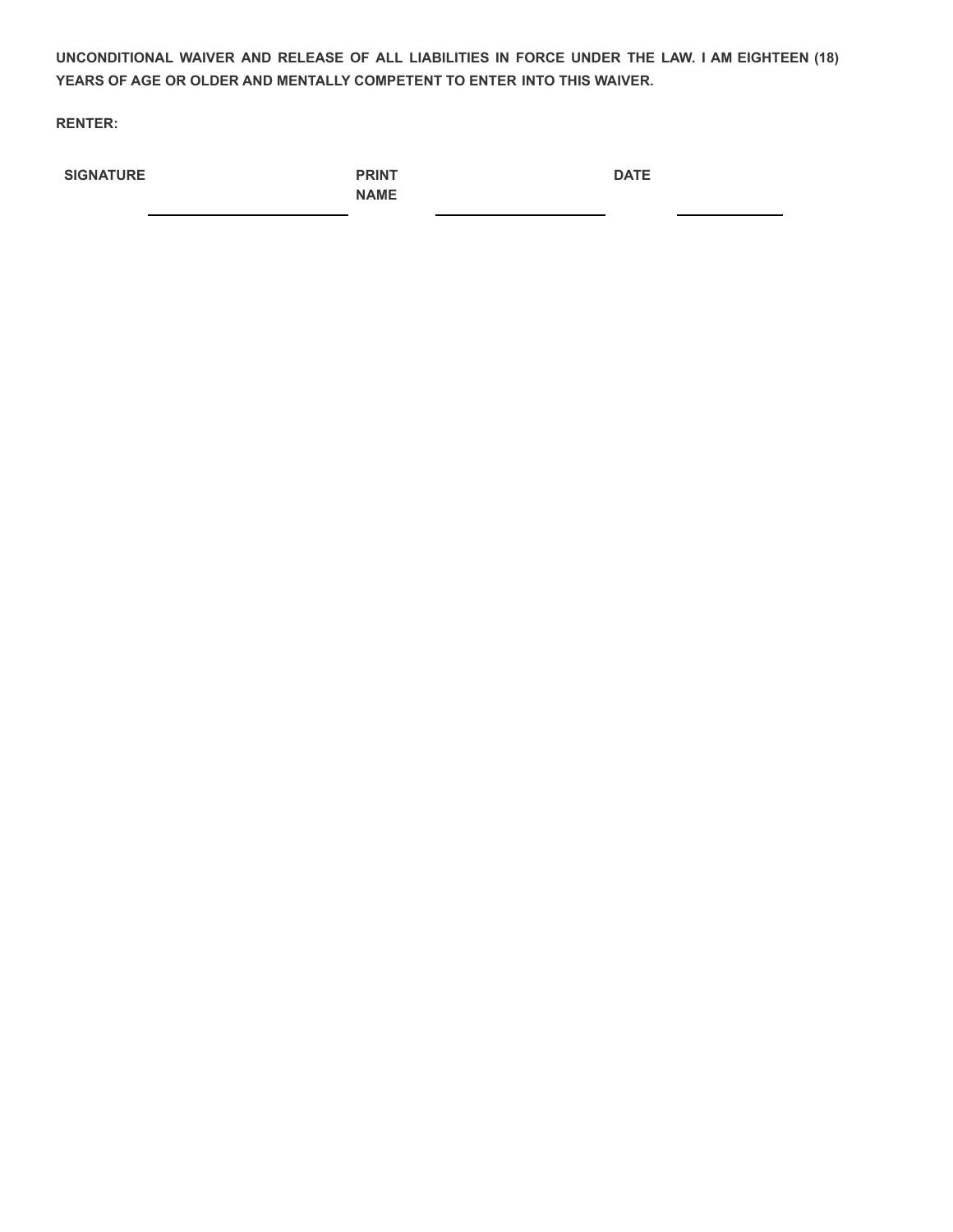**UNCONDITIONAL WAIVER AND RELEASE OF ALL LIABILITIES IN FORCE UNDER THE LAW. I AM EIGHTEEN (18) YEARS OF AGE OR OLDER AND MENTALLY COMPETENT TO ENTER INTO THIS WAIVER.**

**RENTER:**

| | | | | | |
|---|---|---|---|---|---|
| **SIGNATURE** | ____________________ | **PRINT NAME** | ____________________ | **DATE** | ____________ |